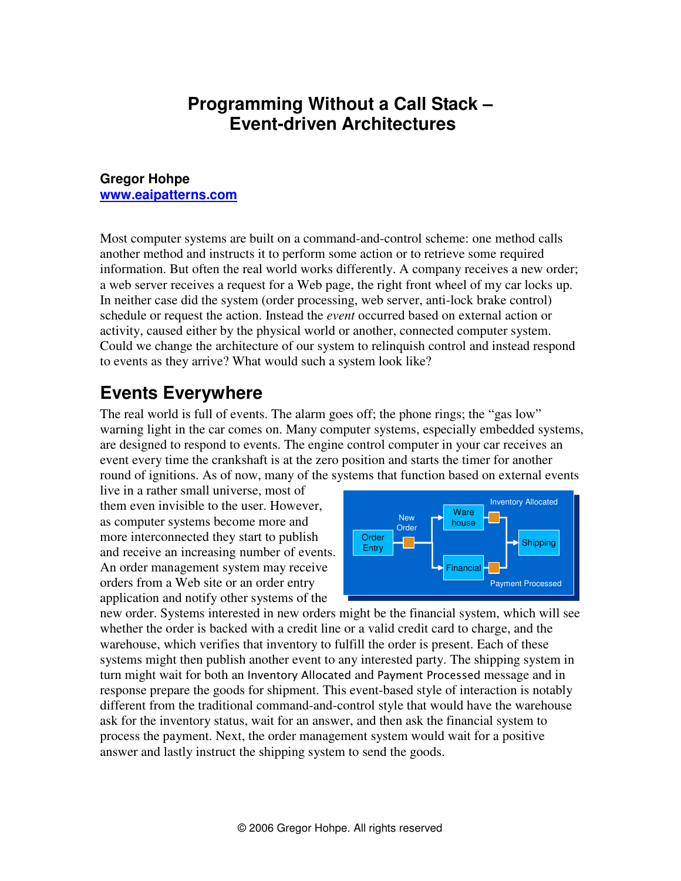# Programming Without a Call Stack – Event-driven Architectures

**Gregor Hohpe**
**www.eaipatterns.com**

Most computer systems are built on a command-and-control scheme: one method calls another method and instructs it to perform some action or to retrieve some required information. But often the real world works differently. A company receives a new order; a web server receives a request for a Web page, the right front wheel of my car locks up. In neither case did the system (order processing, web server, anti-lock brake control) schedule or request the action. Instead the *event* occurred based on external action or activity, caused either by the physical world or another, connected computer system. Could we change the architecture of our system to relinquish control and instead respond to events as they arrive? What would such a system look like?

## Events Everywhere

The real world is full of events. The alarm goes off; the phone rings; the "gas low" warning light in the car comes on. Many computer systems, especially embedded systems, are designed to respond to events. The engine control computer in your car receives an event every time the crankshaft is at the zero position and starts the timer for another round of ignitions. As of now, many of the systems that function based on external events live in a rather small universe, most of them even invisible to the user. However, as computer systems become more and more interconnected they start to publish and receive an increasing number of events. An order management system may receive orders from a Web site or an order entry application and notify other systems of the new order. Systems interested in new orders might be the financial system, which will see whether the order is backed with a credit line or a valid credit card to charge, and the warehouse, which verifies that inventory to fulfill the order is present. Each of these systems might then publish another event to any interested party. The shipping system in turn might wait for both an Inventory Allocated and Payment Processed message and in response prepare the goods for shipment. This event-based style of interaction is notably different from the traditional command-and-control style that would have the warehouse ask for the inventory status, wait for an answer, and then ask the financial system to process the payment. Next, the order management system would wait for a positive answer and lastly instruct the shipping system to send the goods.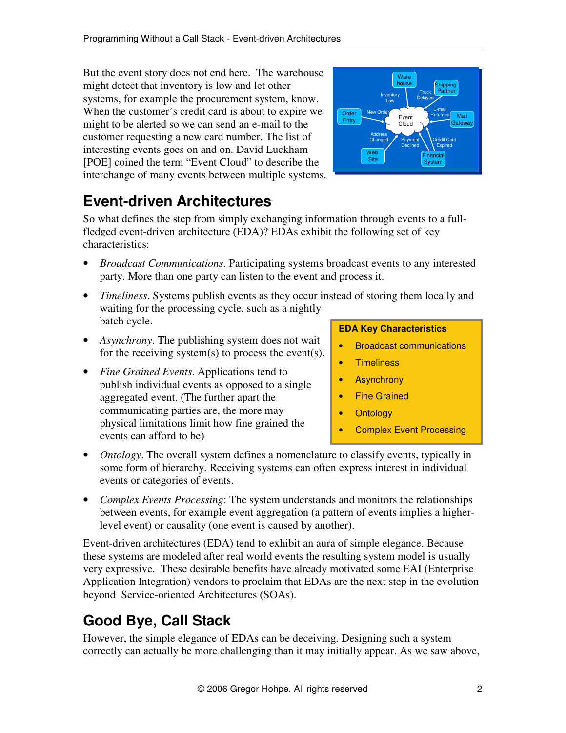But the event story does not end here. The warehouse might detect that inventory is low and let other systems, for example the procurement system, know. When the customer's credit card is about to expire we might to be alerted so we can send an e-mail to the customer requesting a new card number. The list of interesting events goes on and on. David Luckham [POE] coined the term "Event Cloud" to describe the interchange of many events between multiple systems.

## Event-driven Architectures

So what defines the step from simply exchanging information through events to a full-fledged event-driven architecture (EDA)? EDAs exhibit the following set of key characteristics:

- *Broadcast Communications*. Participating systems broadcast events to any interested party. More than one party can listen to the event and process it.
- *Timeliness*. Systems publish events as they occur instead of storing them locally and waiting for the processing cycle, such as a nightly batch cycle.
- *Asynchrony*. The publishing system does not wait for the receiving system(s) to process the event(s).
- *Fine Grained Events*. Applications tend to publish individual events as opposed to a single aggregated event. (The further apart the communicating parties are, the more may physical limitations limit how fine grained the events can afford to be)
- *Ontology*. The overall system defines a nomenclature to classify events, typically in some form of hierarchy. Receiving systems can often express interest in individual events or categories of events.
- *Complex Events Processing*: The system understands and monitors the relationships between events, for example event aggregation (a pattern of events implies a higher-level event) or causality (one event is caused by another).

**EDA Key Characteristics**

- Broadcast communications
- Timeliness
- Asynchrony
- Fine Grained
- Ontology
- Complex Event Processing

Event-driven architectures (EDA) tend to exhibit an aura of simple elegance. Because these systems are modeled after real world events the resulting system model is usually very expressive. These desirable benefits have already motivated some EAI (Enterprise Application Integration) vendors to proclaim that EDAs are the next step in the evolution beyond Service-oriented Architectures (SOAs).

## Good Bye, Call Stack

However, the simple elegance of EDAs can be deceiving. Designing such a system correctly can actually be more challenging than it may initially appear. As we saw above,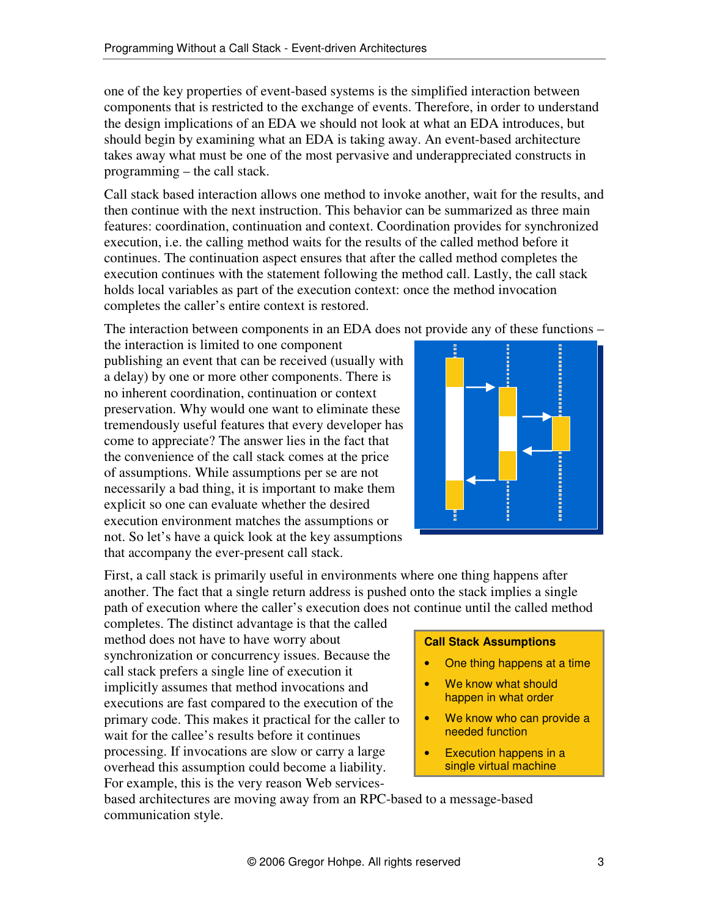one of the key properties of event-based systems is the simplified interaction between components that is restricted to the exchange of events. Therefore, in order to understand the design implications of an EDA we should not look at what an EDA introduces, but should begin by examining what an EDA is taking away. An event-based architecture takes away what must be one of the most pervasive and underappreciated constructs in programming – the call stack.

Call stack based interaction allows one method to invoke another, wait for the results, and then continue with the next instruction. This behavior can be summarized as three main features: coordination, continuation and context. Coordination provides for synchronized execution, i.e. the calling method waits for the results of the called method before it continues. The continuation aspect ensures that after the called method completes the execution continues with the statement following the method call. Lastly, the call stack holds local variables as part of the execution context: once the method invocation completes the caller's entire context is restored.

The interaction between components in an EDA does not provide any of these functions – the interaction is limited to one component publishing an event that can be received (usually with a delay) by one or more other components. There is no inherent coordination, continuation or context preservation. Why would one want to eliminate these tremendously useful features that every developer has come to appreciate? The answer lies in the fact that the convenience of the call stack comes at the price of assumptions. While assumptions per se are not necessarily a bad thing, it is important to make them explicit so one can evaluate whether the desired execution environment matches the assumptions or not. So let's have a quick look at the key assumptions that accompany the ever-present call stack.

First, a call stack is primarily useful in environments where one thing happens after another. The fact that a single return address is pushed onto the stack implies a single path of execution where the caller's execution does not continue until the called method completes. The distinct advantage is that the called method does not have to have worry about synchronization or concurrency issues. Because the call stack prefers a single line of execution it implicitly assumes that method invocations and executions are fast compared to the execution of the primary code. This makes it practical for the caller to wait for the callee's results before it continues processing. If invocations are slow or carry a large overhead this assumption could become a liability. For example, this is the very reason Web services-based architectures are moving away from an RPC-based to a message-based communication style.

**Call Stack Assumptions**

- One thing happens at a time
- We know what should happen in what order
- We know who can provide a needed function
- Execution happens in a single virtual machine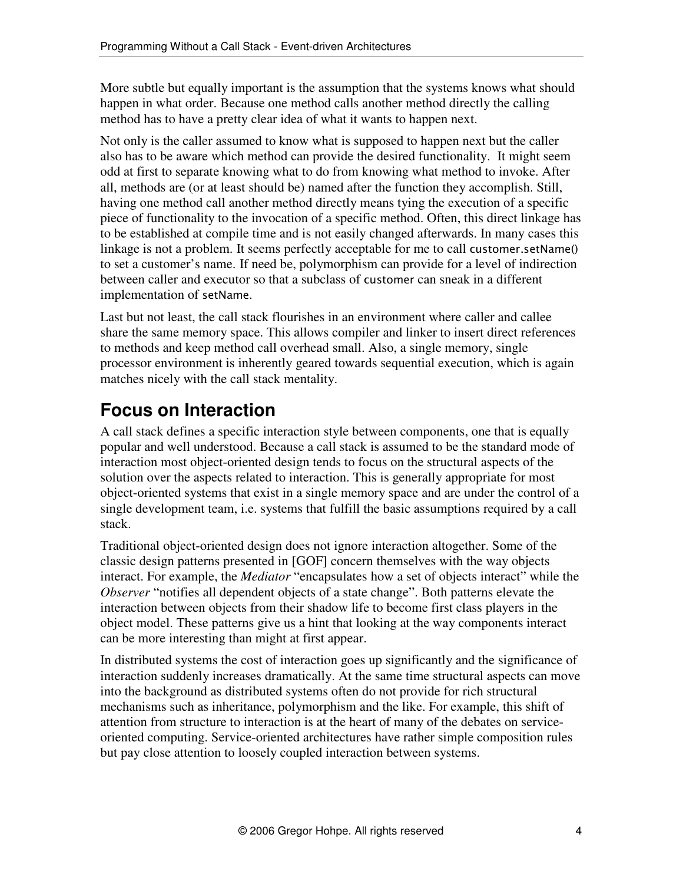More subtle but equally important is the assumption that the systems knows what should happen in what order. Because one method calls another method directly the calling method has to have a pretty clear idea of what it wants to happen next.

Not only is the caller assumed to know what is supposed to happen next but the caller also has to be aware which method can provide the desired functionality. It might seem odd at first to separate knowing what to do from knowing what method to invoke. After all, methods are (or at least should be) named after the function they accomplish. Still, having one method call another method directly means tying the execution of a specific piece of functionality to the invocation of a specific method. Often, this direct linkage has to be established at compile time and is not easily changed afterwards. In many cases this linkage is not a problem. It seems perfectly acceptable for me to call `customer.setName()` to set a customer's name. If need be, polymorphism can provide for a level of indirection between caller and executor so that a subclass of `customer` can sneak in a different implementation of `setName`.

Last but not least, the call stack flourishes in an environment where caller and callee share the same memory space. This allows compiler and linker to insert direct references to methods and keep method call overhead small. Also, a single memory, single processor environment is inherently geared towards sequential execution, which is again matches nicely with the call stack mentality.

## Focus on Interaction

A call stack defines a specific interaction style between components, one that is equally popular and well understood. Because a call stack is assumed to be the standard mode of interaction most object-oriented design tends to focus on the structural aspects of the solution over the aspects related to interaction. This is generally appropriate for most object-oriented systems that exist in a single memory space and are under the control of a single development team, i.e. systems that fulfill the basic assumptions required by a call stack.

Traditional object-oriented design does not ignore interaction altogether. Some of the classic design patterns presented in [GOF] concern themselves with the way objects interact. For example, the *Mediator* "encapsulates how a set of objects interact" while the *Observer* "notifies all dependent objects of a state change". Both patterns elevate the interaction between objects from their shadow life to become first class players in the object model. These patterns give us a hint that looking at the way components interact can be more interesting than might at first appear.

In distributed systems the cost of interaction goes up significantly and the significance of interaction suddenly increases dramatically. At the same time structural aspects can move into the background as distributed systems often do not provide for rich structural mechanisms such as inheritance, polymorphism and the like. For example, this shift of attention from structure to interaction is at the heart of many of the debates on service-oriented computing. Service-oriented architectures have rather simple composition rules but pay close attention to loosely coupled interaction between systems.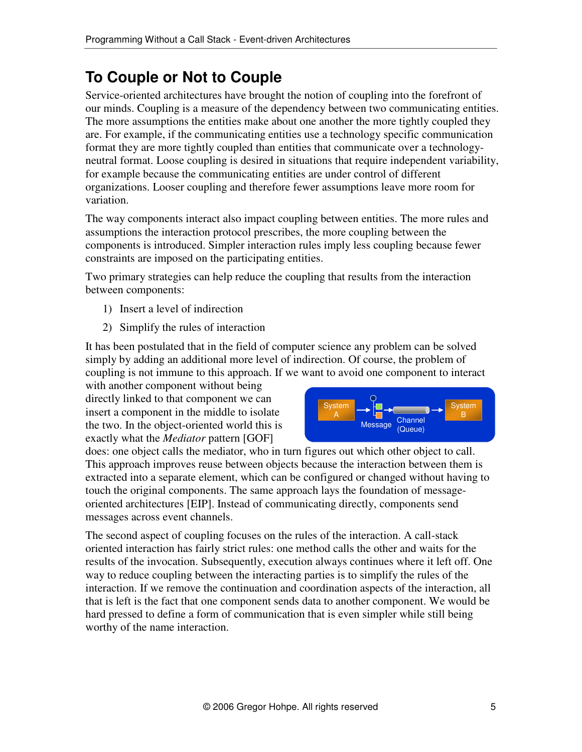# To Couple or Not to Couple

Service-oriented architectures have brought the notion of coupling into the forefront of our minds. Coupling is a measure of the dependency between two communicating entities. The more assumptions the entities make about one another the more tightly coupled they are. For example, if the communicating entities use a technology specific communication format they are more tightly coupled than entities that communicate over a technology-neutral format. Loose coupling is desired in situations that require independent variability, for example because the communicating entities are under control of different organizations. Looser coupling and therefore fewer assumptions leave more room for variation.

The way components interact also impact coupling between entities. The more rules and assumptions the interaction protocol prescribes, the more coupling between the components is introduced. Simpler interaction rules imply less coupling because fewer constraints are imposed on the participating entities.

Two primary strategies can help reduce the coupling that results from the interaction between components:

1) Insert a level of indirection
2) Simplify the rules of interaction

It has been postulated that in the field of computer science any problem can be solved simply by adding an additional more level of indirection. Of course, the problem of coupling is not immune to this approach. If we want to avoid one component to interact with another component without being directly linked to that component we can insert a component in the middle to isolate the two. In the object-oriented world this is exactly what the *Mediator* pattern [GOF] does: one object calls the mediator, who in turn figures out which other object to call. This approach improves reuse between objects because the interaction between them is extracted into a separate element, which can be configured or changed without having to touch the original components. The same approach lays the foundation of message-oriented architectures [EIP]. Instead of communicating directly, components send messages across event channels.

The second aspect of coupling focuses on the rules of the interaction. A call-stack oriented interaction has fairly strict rules: one method calls the other and waits for the results of the invocation. Subsequently, execution always continues where it left off. One way to reduce coupling between the interacting parties is to simplify the rules of the interaction. If we remove the continuation and coordination aspects of the interaction, all that is left is the fact that one component sends data to another component. We would be hard pressed to define a form of communication that is even simpler while still being worthy of the name interaction.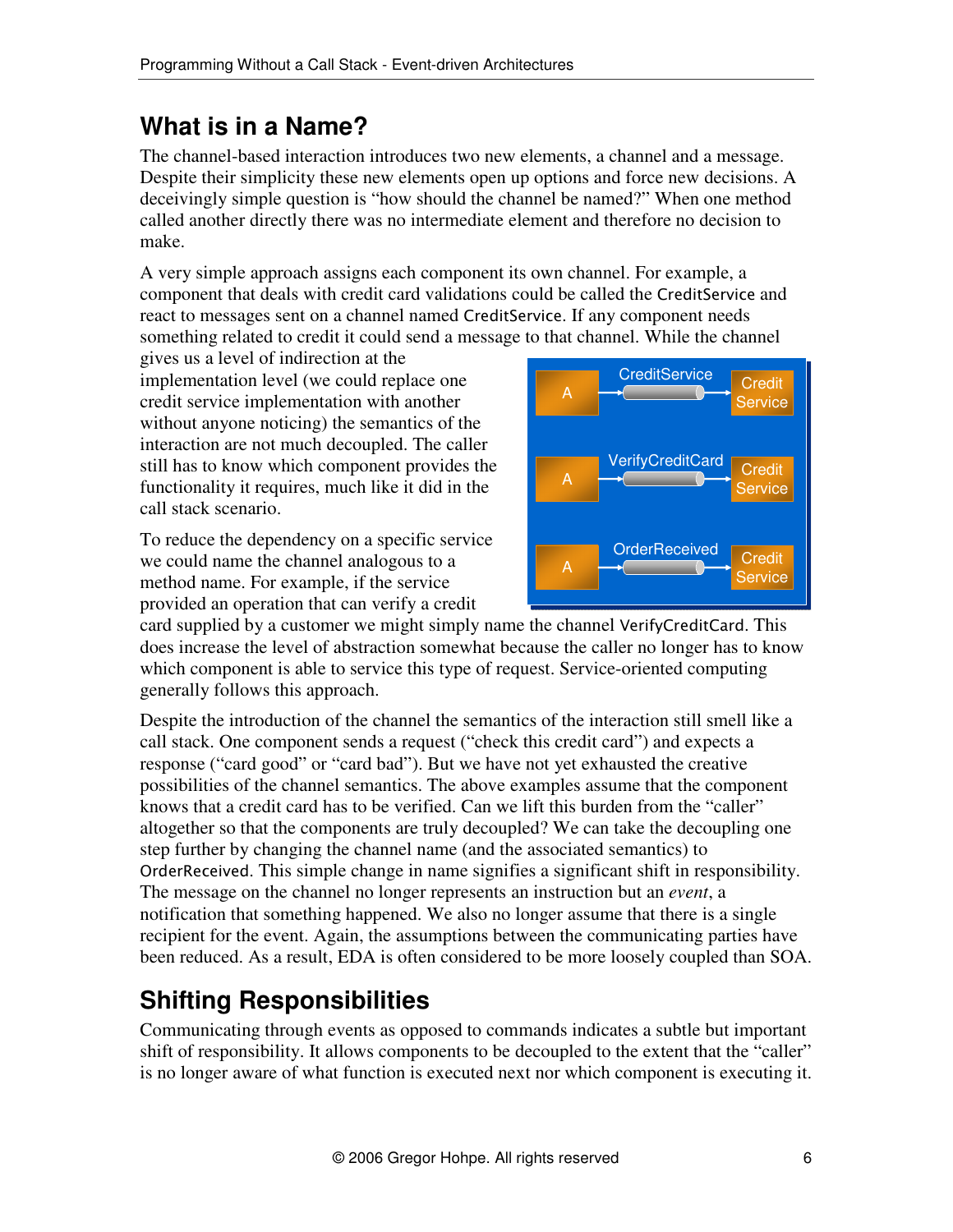## What is in a Name?

The channel-based interaction introduces two new elements, a channel and a message. Despite their simplicity these new elements open up options and force new decisions. A deceivingly simple question is "how should the channel be named?" When one method called another directly there was no intermediate element and therefore no decision to make.

A very simple approach assigns each component its own channel. For example, a component that deals with credit card validations could be called the `CreditService` and react to messages sent on a channel named `CreditService`. If any component needs something related to credit it could send a message to that channel. While the channel gives us a level of indirection at the implementation level (we could replace one credit service implementation with another without anyone noticing) the semantics of the interaction are not much decoupled. The caller still has to know which component provides the functionality it requires, much like it did in the call stack scenario.

To reduce the dependency on a specific service we could name the channel analogous to a method name. For example, if the service provided an operation that can verify a credit card supplied by a customer we might simply name the channel `VerifyCreditCard`. This does increase the level of abstraction somewhat because the caller no longer has to know which component is able to service this type of request. Service-oriented computing generally follows this approach.

Despite the introduction of the channel the semantics of the interaction still smell like a call stack. One component sends a request ("check this credit card") and expects a response ("card good" or "card bad"). But we have not yet exhausted the creative possibilities of the channel semantics. The above examples assume that the component knows that a credit card has to be verified. Can we lift this burden from the "caller" altogether so that the components are truly decoupled? We can take the decoupling one step further by changing the channel name (and the associated semantics) to `OrderReceived`. This simple change in name signifies a significant shift in responsibility. The message on the channel no longer represents an instruction but an *event*, a notification that something happened. We also no longer assume that there is a single recipient for the event. Again, the assumptions between the communicating parties have been reduced. As a result, EDA is often considered to be more loosely coupled than SOA.

## Shifting Responsibilities

Communicating through events as opposed to commands indicates a subtle but important shift of responsibility. It allows components to be decoupled to the extent that the "caller" is no longer aware of what function is executed next nor which component is executing it.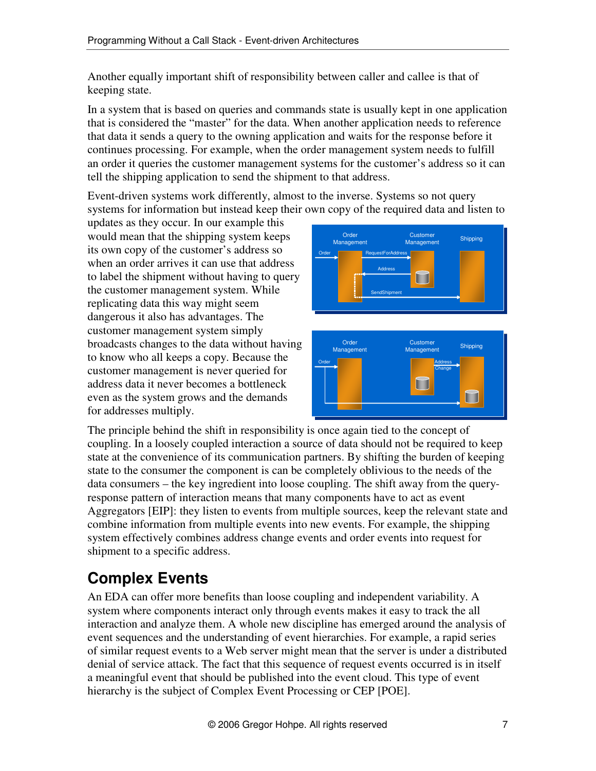Another equally important shift of responsibility between caller and callee is that of keeping state.

In a system that is based on queries and commands state is usually kept in one application that is considered the "master" for the data. When another application needs to reference that data it sends a query to the owning application and waits for the response before it continues processing. For example, when the order management system needs to fulfill an order it queries the customer management systems for the customer's address so it can tell the shipping application to send the shipment to that address.

Event-driven systems work differently, almost to the inverse. Systems so not query systems for information but instead keep their own copy of the required data and listen to updates as they occur. In our example this would mean that the shipping system keeps its own copy of the customer's address so when an order arrives it can use that address to label the shipment without having to query the customer management system. While replicating data this way might seem dangerous it also has advantages. The customer management system simply broadcasts changes to the data without having to know who all keeps a copy. Because the customer management is never queried for address data it never becomes a bottleneck even as the system grows and the demands for addresses multiply.

The principle behind the shift in responsibility is once again tied to the concept of coupling. In a loosely coupled interaction a source of data should not be required to keep state at the convenience of its communication partners. By shifting the burden of keeping state to the consumer the component is can be completely oblivious to the needs of the data consumers – the key ingredient into loose coupling. The shift away from the query-response pattern of interaction means that many components have to act as event Aggregators [EIP]: they listen to events from multiple sources, keep the relevant state and combine information from multiple events into new events. For example, the shipping system effectively combines address change events and order events into request for shipment to a specific address.

## Complex Events

An EDA can offer more benefits than loose coupling and independent variability. A system where components interact only through events makes it easy to track the all interaction and analyze them. A whole new discipline has emerged around the analysis of event sequences and the understanding of event hierarchies. For example, a rapid series of similar request events to a Web server might mean that the server is under a distributed denial of service attack. The fact that this sequence of request events occurred is in itself a meaningful event that should be published into the event cloud. This type of event hierarchy is the subject of Complex Event Processing or CEP [POE].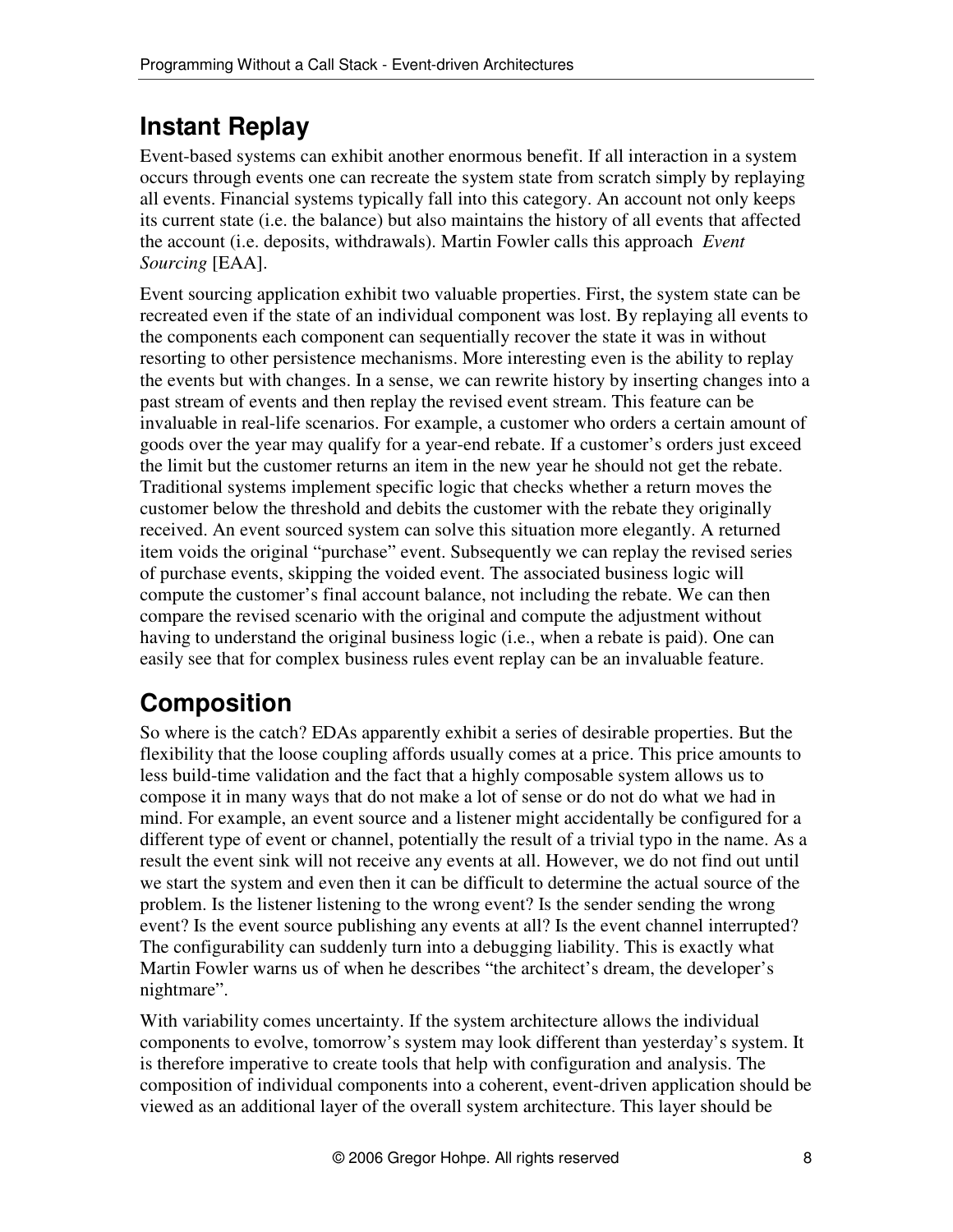## Instant Replay

Event-based systems can exhibit another enormous benefit. If all interaction in a system occurs through events one can recreate the system state from scratch simply by replaying all events. Financial systems typically fall into this category. An account not only keeps its current state (i.e. the balance) but also maintains the history of all events that affected the account (i.e. deposits, withdrawals). Martin Fowler calls this approach *Event Sourcing* [EAA].

Event sourcing application exhibit two valuable properties. First, the system state can be recreated even if the state of an individual component was lost. By replaying all events to the components each component can sequentially recover the state it was in without resorting to other persistence mechanisms. More interesting even is the ability to replay the events but with changes. In a sense, we can rewrite history by inserting changes into a past stream of events and then replay the revised event stream. This feature can be invaluable in real-life scenarios. For example, a customer who orders a certain amount of goods over the year may qualify for a year-end rebate. If a customer's orders just exceed the limit but the customer returns an item in the new year he should not get the rebate. Traditional systems implement specific logic that checks whether a return moves the customer below the threshold and debits the customer with the rebate they originally received. An event sourced system can solve this situation more elegantly. A returned item voids the original "purchase" event. Subsequently we can replay the revised series of purchase events, skipping the voided event. The associated business logic will compute the customer's final account balance, not including the rebate. We can then compare the revised scenario with the original and compute the adjustment without having to understand the original business logic (i.e., when a rebate is paid). One can easily see that for complex business rules event replay can be an invaluable feature.

## Composition

So where is the catch? EDAs apparently exhibit a series of desirable properties. But the flexibility that the loose coupling affords usually comes at a price. This price amounts to less build-time validation and the fact that a highly composable system allows us to compose it in many ways that do not make a lot of sense or do not do what we had in mind. For example, an event source and a listener might accidentally be configured for a different type of event or channel, potentially the result of a trivial typo in the name. As a result the event sink will not receive any events at all. However, we do not find out until we start the system and even then it can be difficult to determine the actual source of the problem. Is the listener listening to the wrong event? Is the sender sending the wrong event? Is the event source publishing any events at all? Is the event channel interrupted? The configurability can suddenly turn into a debugging liability. This is exactly what Martin Fowler warns us of when he describes "the architect's dream, the developer's nightmare".

With variability comes uncertainty. If the system architecture allows the individual components to evolve, tomorrow's system may look different than yesterday's system. It is therefore imperative to create tools that help with configuration and analysis. The composition of individual components into a coherent, event-driven application should be viewed as an additional layer of the overall system architecture. This layer should be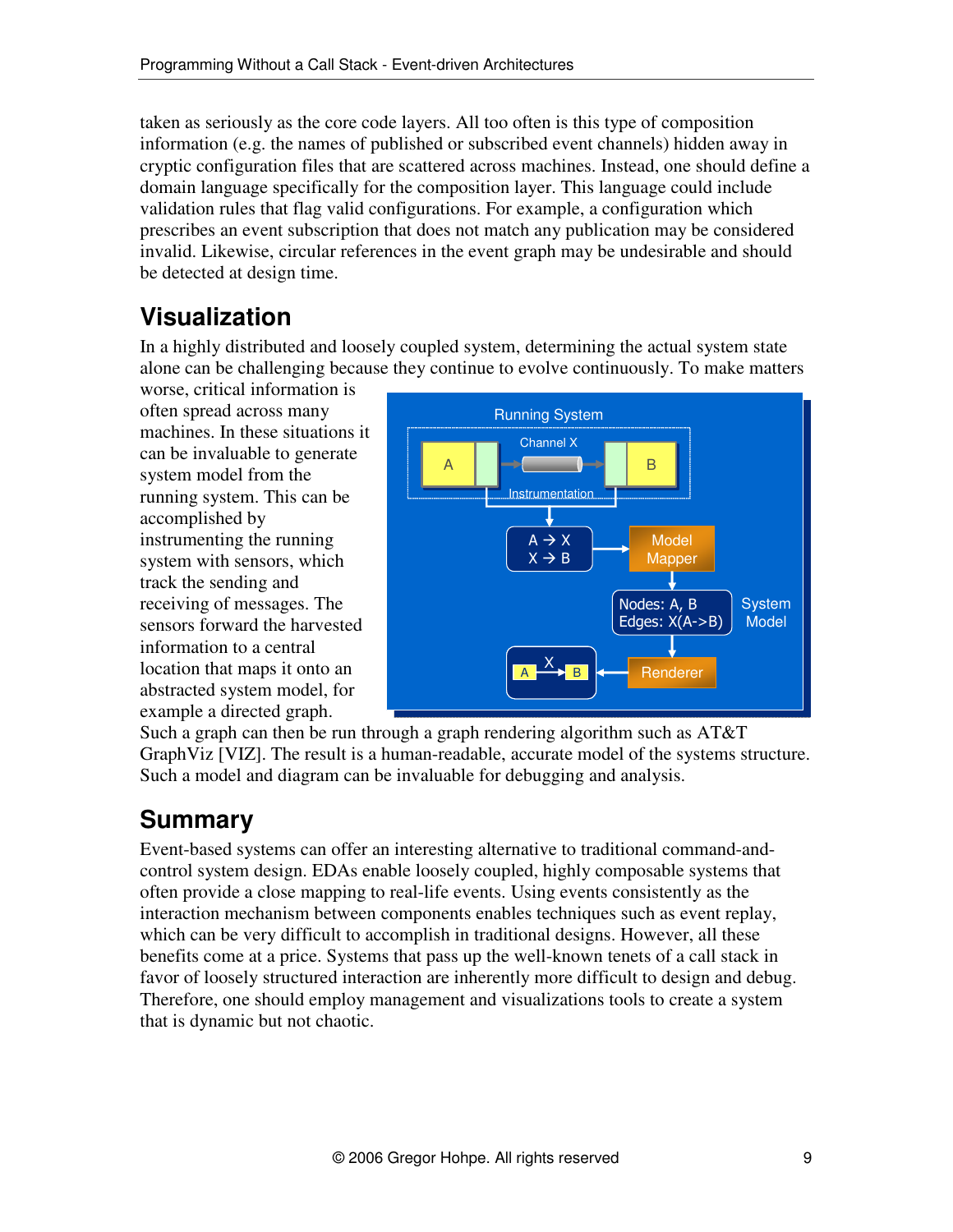taken as seriously as the core code layers. All too often is this type of composition information (e.g. the names of published or subscribed event channels) hidden away in cryptic configuration files that are scattered across machines. Instead, one should define a domain language specifically for the composition layer. This language could include validation rules that flag valid configurations. For example, a configuration which prescribes an event subscription that does not match any publication may be considered invalid. Likewise, circular references in the event graph may be undesirable and should be detected at design time.

## Visualization

In a highly distributed and loosely coupled system, determining the actual system state alone can be challenging because they continue to evolve continuously. To make matters worse, critical information is often spread across many machines. In these situations it can be invaluable to generate system model from the running system. This can be accomplished by instrumenting the running system with sensors, which track the sending and receiving of messages. The sensors forward the harvested information to a central location that maps it onto an abstracted system model, for example a directed graph. Such a graph can then be run through a graph rendering algorithm such as AT&T GraphViz [VIZ]. The result is a human-readable, accurate model of the systems structure. Such a model and diagram can be invaluable for debugging and analysis.

## Summary

Event-based systems can offer an interesting alternative to traditional command-and-control system design. EDAs enable loosely coupled, highly composable systems that often provide a close mapping to real-life events. Using events consistently as the interaction mechanism between components enables techniques such as event replay, which can be very difficult to accomplish in traditional designs. However, all these benefits come at a price. Systems that pass up the well-known tenets of a call stack in favor of loosely structured interaction are inherently more difficult to design and debug. Therefore, one should employ management and visualizations tools to create a system that is dynamic but not chaotic.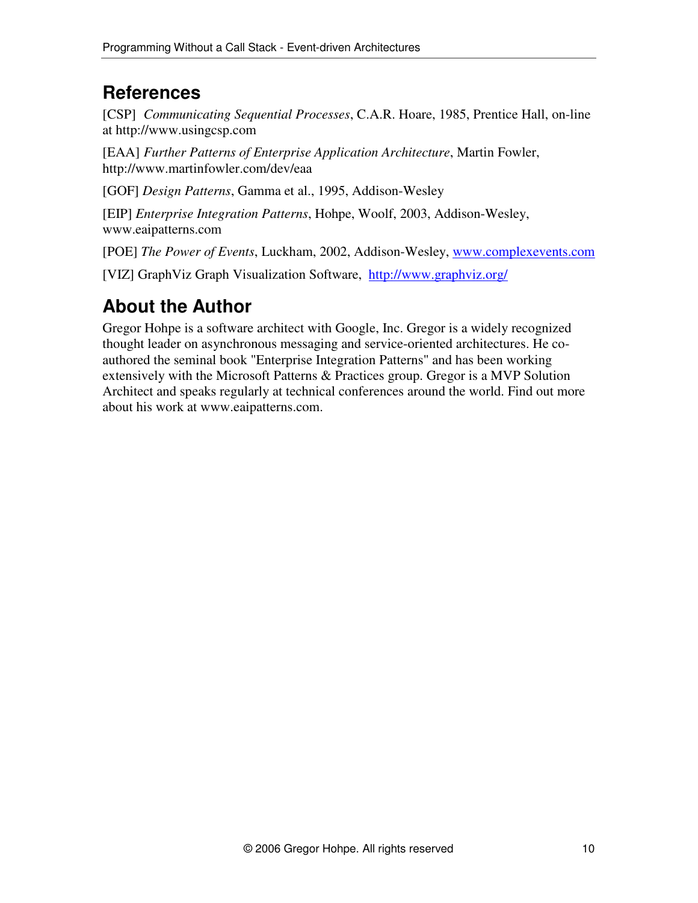## References

[CSP] *Communicating Sequential Processes*, C.A.R. Hoare, 1985, Prentice Hall, on-line at http://www.usingcsp.com

[EAA] *Further Patterns of Enterprise Application Architecture*, Martin Fowler, http://www.martinfowler.com/dev/eaa

[GOF] *Design Patterns*, Gamma et al., 1995, Addison-Wesley

[EIP] *Enterprise Integration Patterns*, Hohpe, Woolf, 2003, Addison-Wesley, www.eaipatterns.com

[POE] *The Power of Events*, Luckham, 2002, Addison-Wesley, www.complexevents.com

[VIZ] GraphViz Graph Visualization Software, http://www.graphviz.org/

## About the Author

Gregor Hohpe is a software architect with Google, Inc. Gregor is a widely recognized thought leader on asynchronous messaging and service-oriented architectures. He co-authored the seminal book "Enterprise Integration Patterns" and has been working extensively with the Microsoft Patterns & Practices group. Gregor is a MVP Solution Architect and speaks regularly at technical conferences around the world. Find out more about his work at www.eaipatterns.com.